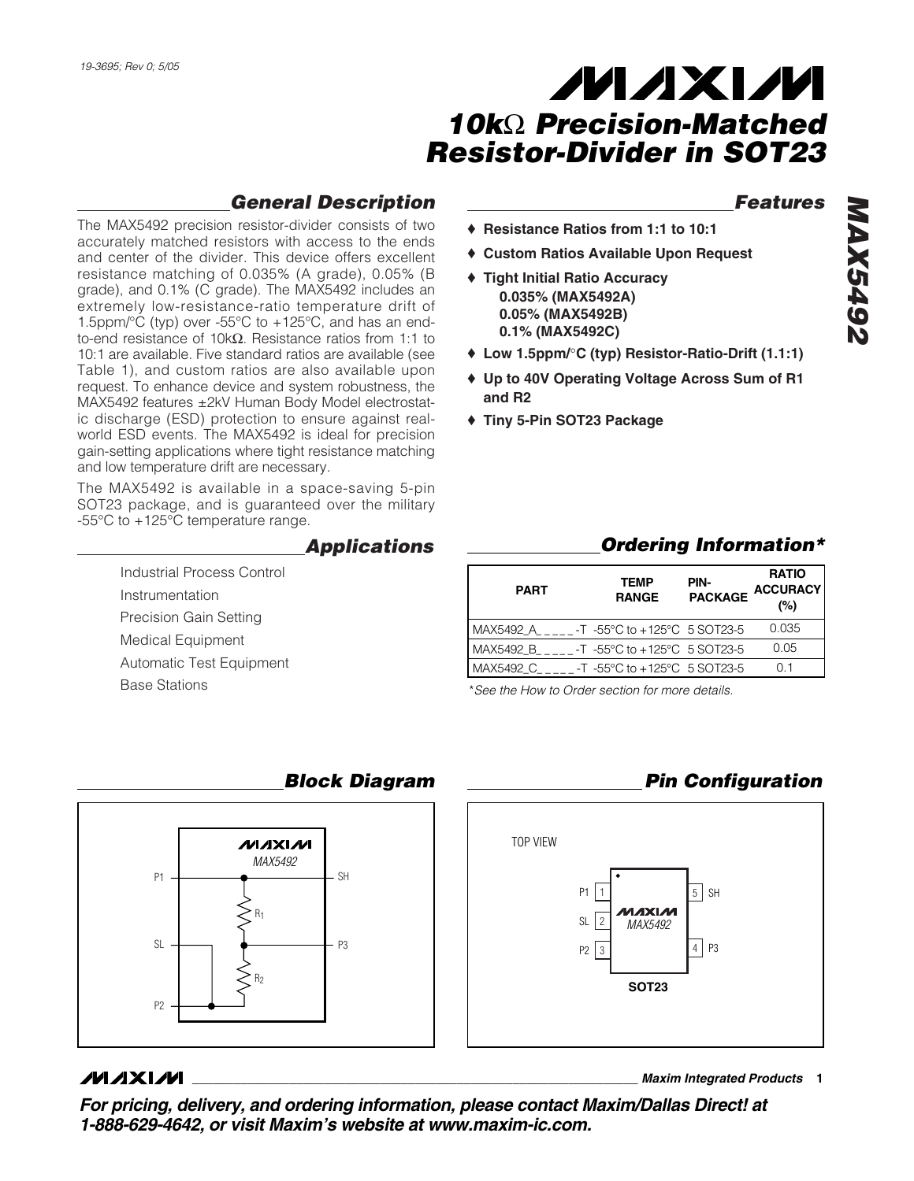# 10kΩ Precision-Matched Resistor-Divider in SOT23

## General Description

The MAX5492 precision resistor-divider consists of two accurately matched resistors with access to the ends and center of the divider. This device offers excellent resistance matching of 0.035% (A grade), 0.05% (B grade), and 0.1% (C grade). The MAX5492 includes an extremely low-resistance-ratio temperature drift of 1.5ppm/°C (typ) over -55°C to +125°C, and has an end-to-end resistance of 10kΩ. Resistance ratios from 1:1 to 10:1 are available. Five standard ratios are available (see Table 1), and custom ratios are also available upon request. To enhance device and system robustness, the MAX5492 features ±2kV Human Body Model electrostatic discharge (ESD) protection to ensure against real-world ESD events. The MAX5492 is ideal for precision gain-setting applications where tight resistance matching and low temperature drift are necessary.

The MAX5492 is available in a space-saving 5-pin SOT23 package, and is guaranteed over the military -55°C to +125°C temperature range.

## Applications

Industrial Process Control

Instrumentation

Precision Gain Setting

Medical Equipment

Automatic Test Equipment

Base Stations

## Features

- ♦ **Resistance Ratios from 1:1 to 10:1**
- ♦ **Custom Ratios Available Upon Request**
- ♦ **Tight Initial Ratio Accuracy**
  - **0.035% (MAX5492A)**
  - **0.05% (MAX5492B)**
  - **0.1% (MAX5492C)**
- ♦ **Low 1.5ppm/°C (typ) Resistor-Ratio-Drift (1.1:1)**
- ♦ **Up to 40V Operating Voltage Across Sum of R1 and R2**
- ♦ **Tiny 5-Pin SOT23 Package**

## Ordering Information*

| PART | TEMP RANGE | PIN-PACKAGE | RATIO ACCURACY (%) |
|---|---|---|---|
| MAX5492_A_ _ _ _ _-T | -55°C to +125°C | 5 SOT23-5 | 0.035 |
| MAX5492_B_ _ _ _ _-T | -55°C to +125°C | 5 SOT23-5 | 0.05 |
| MAX5492_C_ _ _ _ _-T | -55°C to +125°C | 5 SOT23-5 | 0.1 |

*See the How to Order section for more details.

## Block Diagram

MAXIM MAX5492

P1, SH, $R_1$, SL, P3, $R_2$, P2

## Pin Configuration

TOP VIEW

P1 1 | 5 SH
SL 2 |
P2 3 | 4 P3

MAXIM MAX5492

SOT23

**For pricing, delivery, and ordering information, please contact Maxim/Dallas Direct! at 1-888-629-4642, or visit Maxim's website at www.maxim-ic.com.**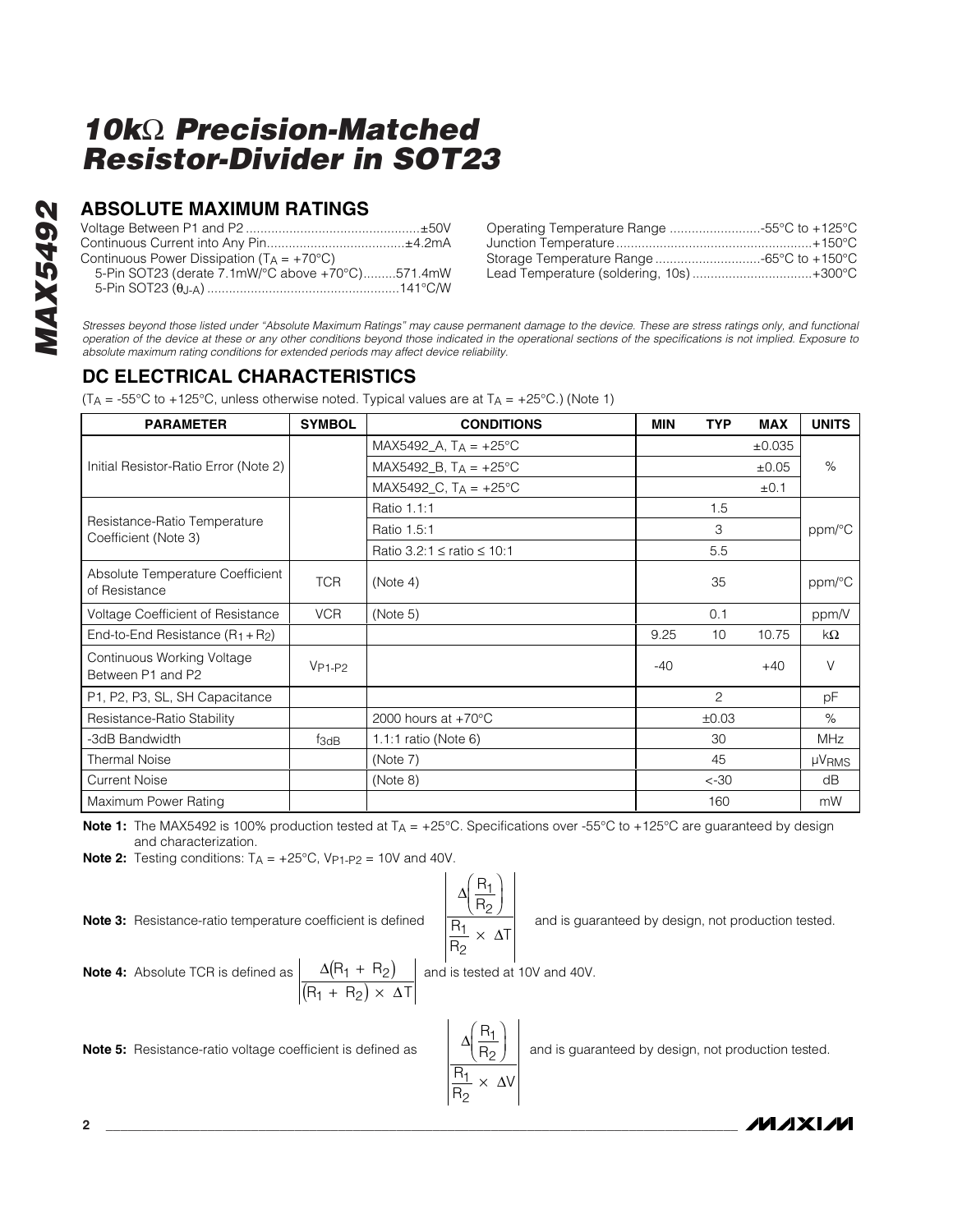## ABSOLUTE MAXIMUM RATINGS

Voltage Between P1 and P2 ...............................................±50V
Continuous Current into Any Pin.....................................±4.2mA
Continuous Power Dissipation ($T_A$ = +70°C)
  5-Pin SOT23 (derate 7.1mW/°C above +70°C).........571.4mW
  5-Pin SOT23 ($\theta_{J-A}$) ....................................................141°C/W

Operating Temperature Range .........................-55°C to +125°C
Junction Temperature.....................................................+150°C
Storage Temperature Range .............................-65°C to +150°C
Lead Temperature (soldering, 10s) ................................+300°C

*Stresses beyond those listed under "Absolute Maximum Ratings" may cause permanent damage to the device. These are stress ratings only, and functional operation of the device at these or any other conditions beyond those indicated in the operational sections of the specifications is not implied. Exposure to absolute maximum rating conditions for extended periods may affect device reliability.*

## DC ELECTRICAL CHARACTERISTICS

($T_A$ = -55°C to +125°C, unless otherwise noted. Typical values are at $T_A$ = +25°C.) (Note 1)

| PARAMETER | SYMBOL | CONDITIONS | MIN | TYP | MAX | UNITS |
|---|---|---|---|---|---|---|
| Initial Resistor-Ratio Error (Note 2) | | MAX5492_A, $T_A$ = +25°C | | | ±0.035 | % |
| | | MAX5492_B, $T_A$ = +25°C | | | ±0.05 | |
| | | MAX5492_C, $T_A$ = +25°C | | | ±0.1 | |
| Resistance-Ratio Temperature Coefficient (Note 3) | | Ratio 1.1:1 | | 1.5 | | ppm/°C |
| | | Ratio 1.5:1 | | 3 | | |
| | | Ratio 3.2:1 ≤ ratio ≤ 10:1 | | 5.5 | | |
| Absolute Temperature Coefficient of Resistance | TCR | (Note 4) | | 35 | | ppm/°C |
| Voltage Coefficient of Resistance | VCR | (Note 5) | | 0.1 | | ppm/V |
| End-to-End Resistance ($R_1 + R_2$) | | | 9.25 | 10 | 10.75 | kΩ |
| Continuous Working Voltage Between P1 and P2 | $V_{P1-P2}$ | | -40 | | +40 | V |
| P1, P2, P3, SL, SH Capacitance | | | | 2 | | pF |
| Resistance-Ratio Stability | | 2000 hours at +70°C | | ±0.03 | | % |
| -3dB Bandwidth | $f_{3dB}$ | 1.1:1 ratio (Note 6) | | 30 | | MHz |
| Thermal Noise | | (Note 7) | | 45 | | μV<sub>RMS</sub> |
| Current Noise | | (Note 8) | | <-30 | | dB |
| Maximum Power Rating | | | | 160 | | mW |

**Note 1:** The MAX5492 is 100% production tested at $T_A$ = +25°C. Specifications over -55°C to +125°C are guaranteed by design and characterization.

**Note 2:** Testing conditions: $T_A$ = +25°C, $V_{P1-P2}$ = 10V and 40V.

**Note 3:** Resistance-ratio temperature coefficient is defined $\left|\dfrac{\Delta\left(\dfrac{R_1}{R_2}\right)}{\dfrac{R_1}{R_2} \times \Delta T}\right|$ and is guaranteed by design, not production tested.

**Note 4:** Absolute TCR is defined as $\left|\dfrac{\Delta(R_1 + R_2)}{(R_1 + R_2) \times \Delta T}\right|$ and is tested at 10V and 40V.

**Note 5:** Resistance-ratio voltage coefficient is defined as $\left|\dfrac{\Delta\left(\dfrac{R_1}{R_2}\right)}{\dfrac{R_1}{R_2} \times \Delta V}\right|$ and is guaranteed by design, not production tested.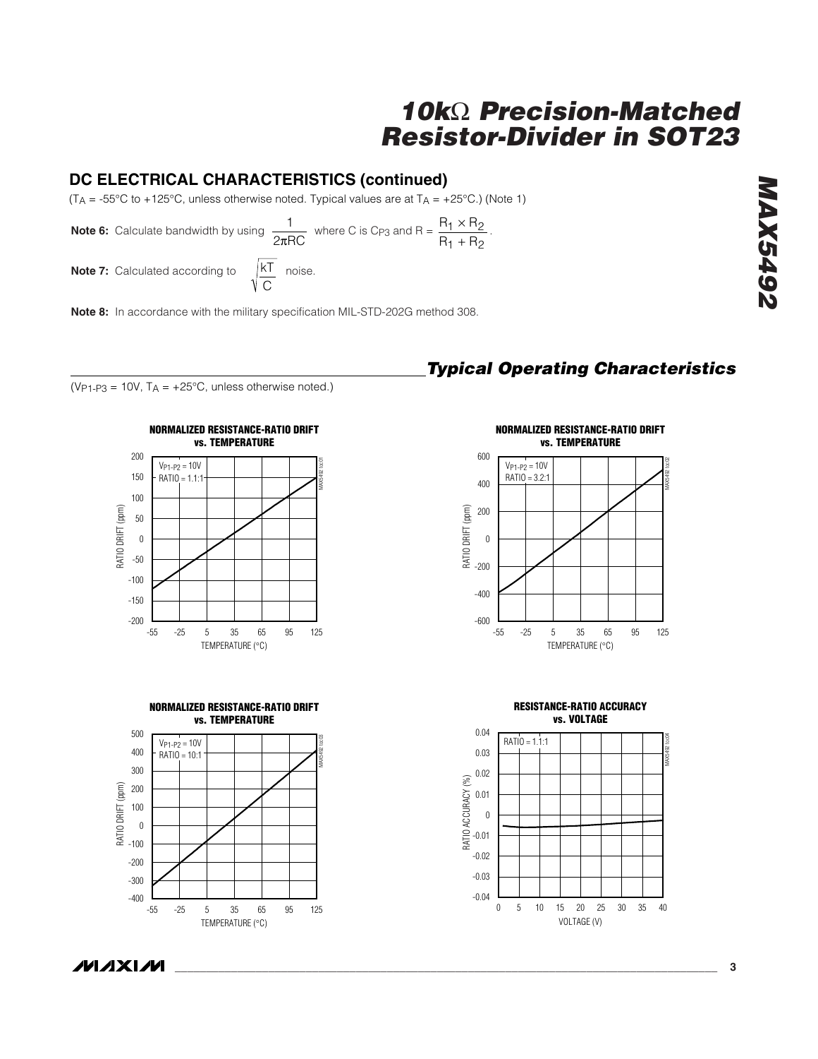## DC ELECTRICAL CHARACTERISTICS (continued)

($T_A$ = -55°C to +125°C, unless otherwise noted. Typical values are at $T_A$ = +25°C.) (Note 1)

**Note 6:** Calculate bandwidth by using $\frac{1}{2\pi RC}$ where C is $C_{P3}$ and $R = \frac{R_1 \times R_2}{R_1 + R_2}$.

**Note 7:** Calculated according to $\sqrt{\frac{kT}{C}}$ noise.

**Note 8:** In accordance with the military specification MIL-STD-202G method 308.

## Typical Operating Characteristics

($V_{P1-P3}$ = 10V, $T_A$ = +25°C, unless otherwise noted.)

**NORMALIZED RESISTANCE-RATIO DRIFT vs. TEMPERATURE**
($V_{P1-P2}$ = 10V, RATIO = 1.1:1)
RATIO DRIFT (ppm) vs. TEMPERATURE (°C)

**NORMALIZED RESISTANCE-RATIO DRIFT vs. TEMPERATURE**
($V_{P1-P2}$ = 10V, RATIO = 3.2:1)
RATIO DRIFT (ppm) vs. TEMPERATURE (°C)

**NORMALIZED RESISTANCE-RATIO DRIFT vs. TEMPERATURE**
($V_{P1-P2}$ = 10V, RATIO = 10:1)
RATIO DRIFT (ppm) vs. TEMPERATURE (°C)

**RESISTANCE-RATIO ACCURACY vs. VOLTAGE**
(RATIO = 1.1:1)
RATIO ACCURACY (%) vs. VOLTAGE (V)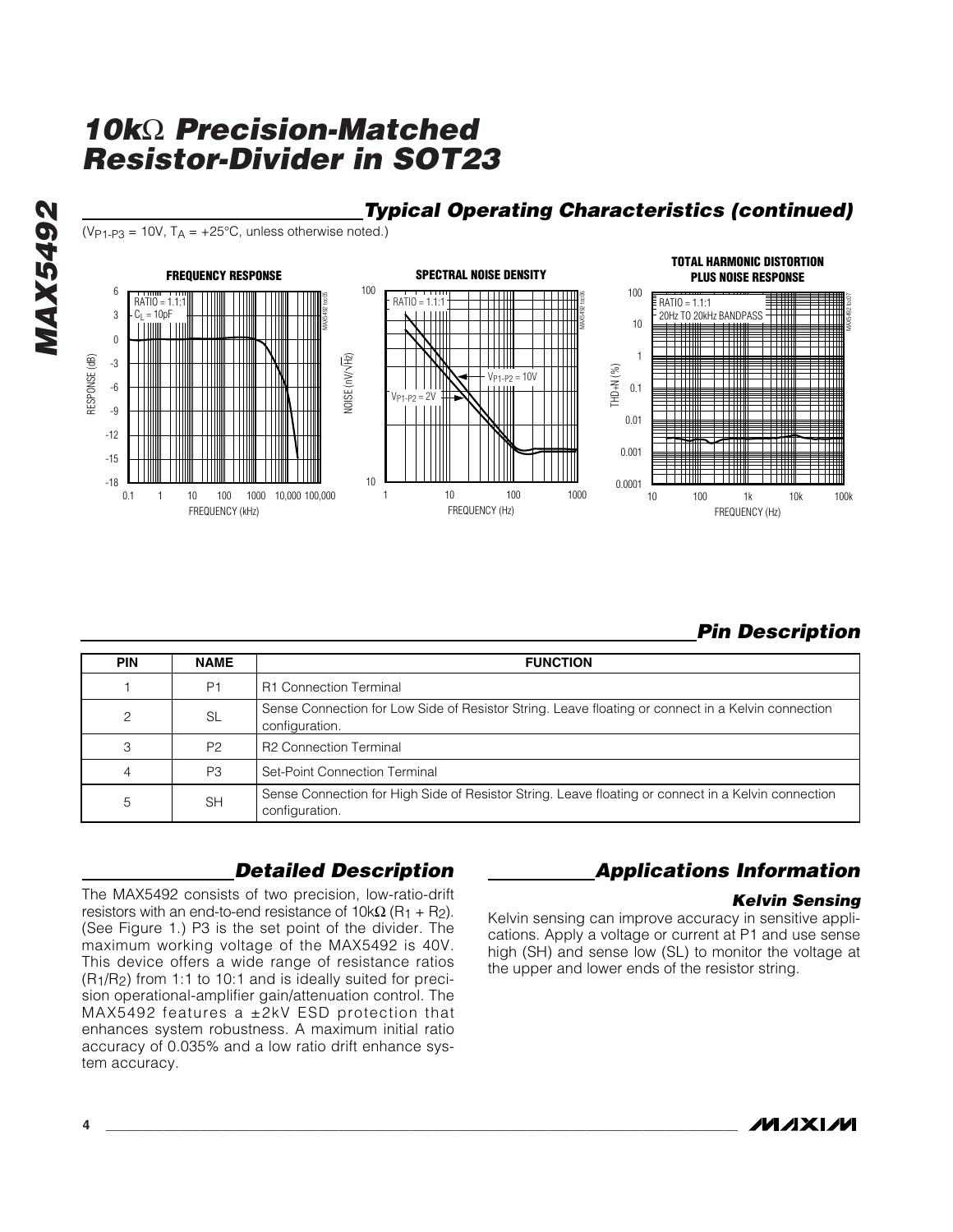## Typical Operating Characteristics (continued)

($V_{P1-P3}$ = 10V, $T_A$ = +25°C, unless otherwise noted.)

## Pin Description

| PIN | NAME | FUNCTION |
|---|---|---|
| 1 | P1 | R1 Connection Terminal |
| 2 | SL | Sense Connection for Low Side of Resistor String. Leave floating or connect in a Kelvin connection configuration. |
| 3 | P2 | R2 Connection Terminal |
| 4 | P3 | Set-Point Connection Terminal |
| 5 | SH | Sense Connection for High Side of Resistor String. Leave floating or connect in a Kelvin connection configuration. |

## Detailed Description

The MAX5492 consists of two precision, low-ratio-drift resistors with an end-to-end resistance of 10kΩ ($R_1 + R_2$). (See Figure 1.) P3 is the set point of the divider. The maximum working voltage of the MAX5492 is 40V. This device offers a wide range of resistance ratios ($R_1/R_2$) from 1:1 to 10:1 and is ideally suited for precision operational-amplifier gain/attenuation control. The MAX5492 features a ±2kV ESD protection that enhances system robustness. A maximum initial ratio accuracy of 0.035% and a low ratio drift enhance system accuracy.

## Applications Information

### Kelvin Sensing

Kelvin sensing can improve accuracy in sensitive applications. Apply a voltage or current at P1 and use sense high (SH) and sense low (SL) to monitor the voltage at the upper and lower ends of the resistor string.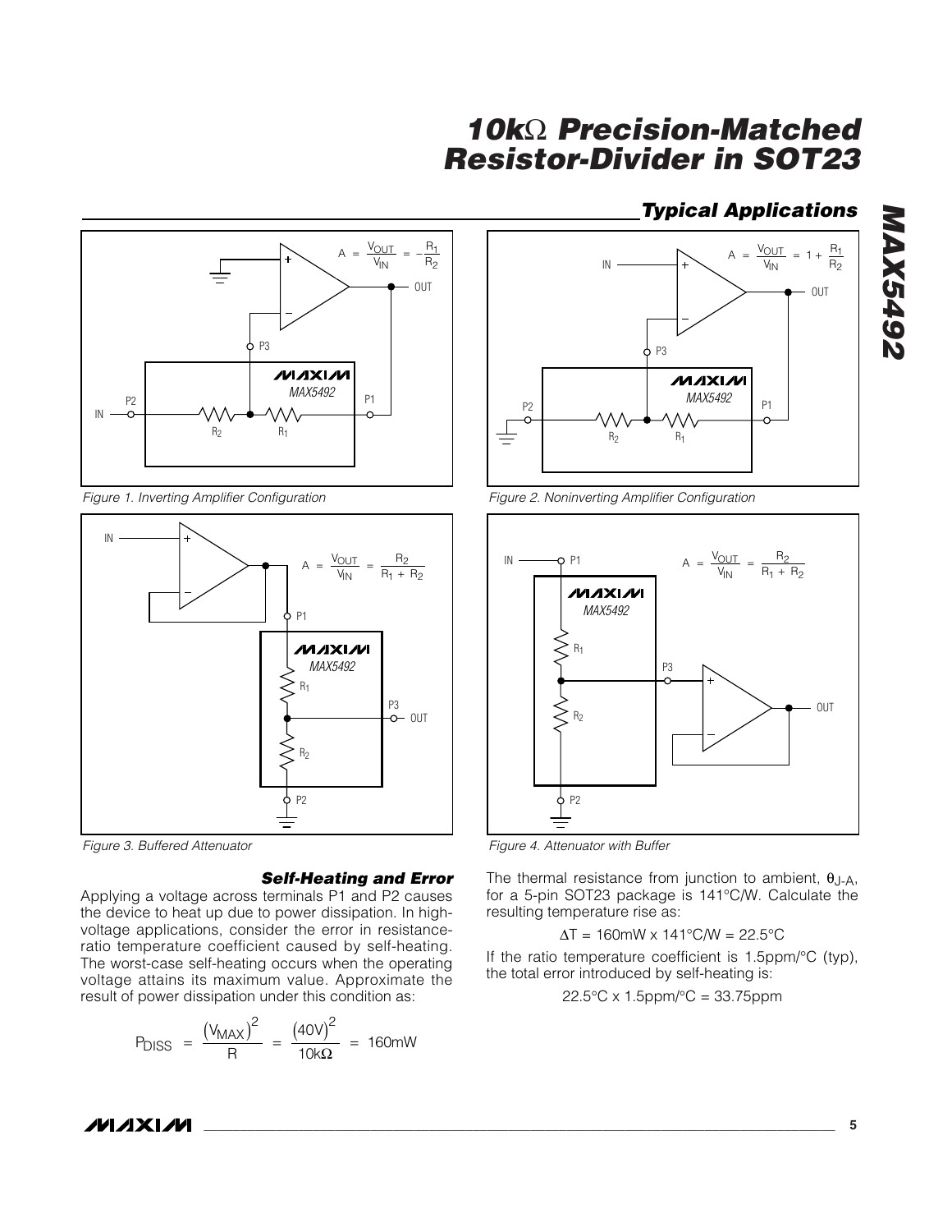## Typical Applications

$$A = \frac{V_{OUT}}{V_{IN}} = -\frac{R_1}{R_2}$$

*Figure 1. Inverting Amplifier Configuration*

$$A = \frac{V_{OUT}}{V_{IN}} = 1 + \frac{R_1}{R_2}$$

*Figure 2. Noninverting Amplifier Configuration*

$$A = \frac{V_{OUT}}{V_{IN}} = \frac{R_2}{R_1 + R_2}$$

*Figure 3. Buffered Attenuator*

$$A = \frac{V_{OUT}}{V_{IN}} = \frac{R_2}{R_1 + R_2}$$

*Figure 4. Attenuator with Buffer*

### Self-Heating and Error

Applying a voltage across terminals P1 and P2 causes the device to heat up due to power dissipation. In high-voltage applications, consider the error in resistance-ratio temperature coefficient caused by self-heating. The worst-case self-heating occurs when the operating voltage attains its maximum value. Approximate the result of power dissipation under this condition as:

$$P_{DISS} = \frac{(V_{MAX})^2}{R} = \frac{(40V)^2}{10k\Omega} = 160mW$$

The thermal resistance from junction to ambient, $\theta_{J-A}$, for a 5-pin SOT23 package is 141°C/W. Calculate the resulting temperature rise as:

$$\Delta T = 160mW \times 141°C/W = 22.5°C$$

If the ratio temperature coefficient is 1.5ppm/°C (typ), the total error introduced by self-heating is:

$$22.5°C \times 1.5ppm/°C = 33.75ppm$$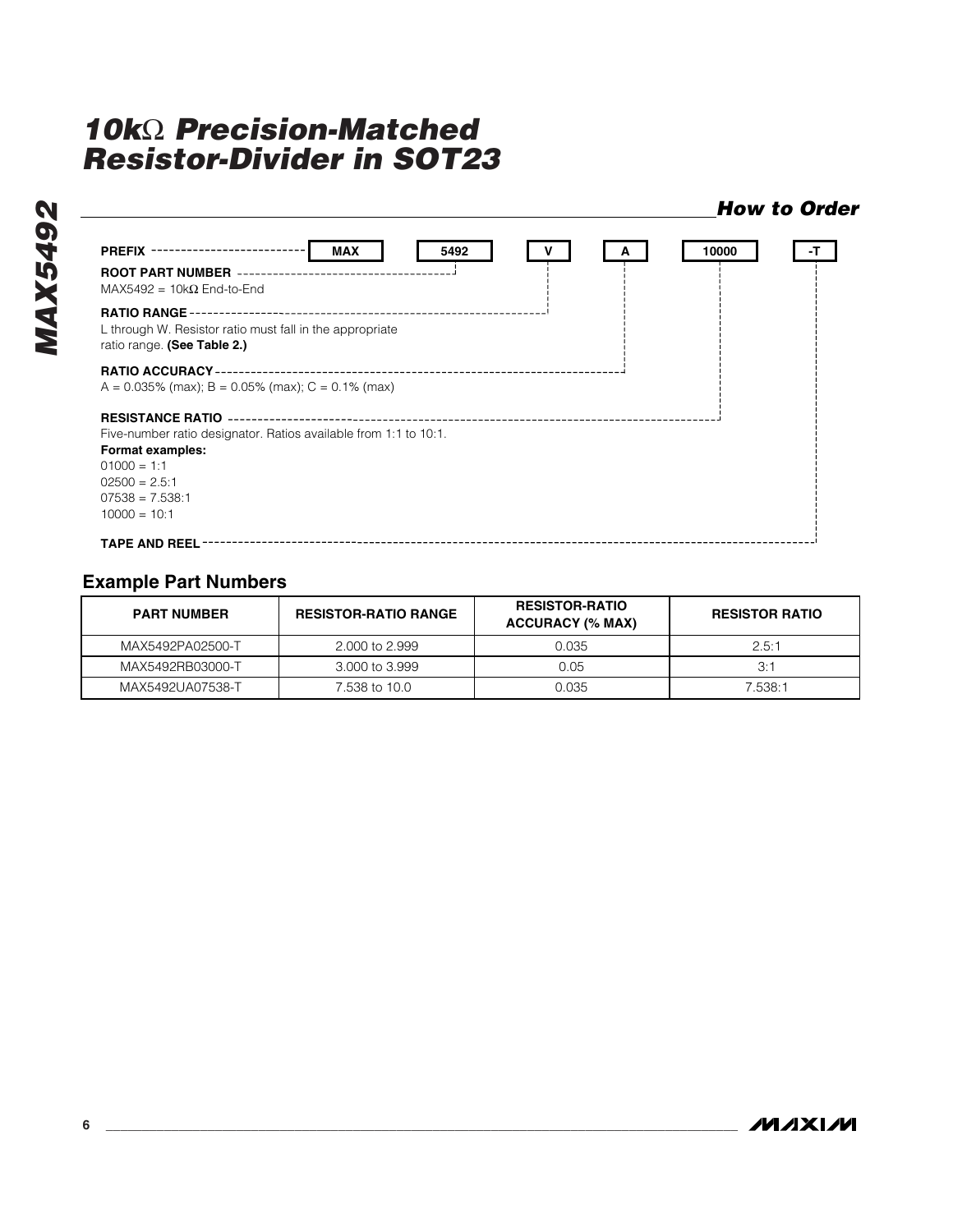## How to Order

| PREFIX | ROOT PART NUMBER | RATIO RANGE | RATIO ACCURACY | RESISTANCE RATIO | TAPE AND REEL |
|---|---|---|---|---|---|
| MAX | 5492 | V | A | 10000 | -T |

**PREFIX**

**ROOT PART NUMBER**
MAX5492 = 10kΩ End-to-End

**RATIO RANGE**
L through W. Resistor ratio must fall in the appropriate ratio range. **(See Table 2.)**

**RATIO ACCURACY**
A = 0.035% (max); B = 0.05% (max); C = 0.1% (max)

**RESISTANCE RATIO**
Five-number ratio designator. Ratios available from 1:1 to 10:1.
**Format examples:**
01000 = 1:1
02500 = 2.5:1
07538 = 7.538:1
10000 = 10:1

**TAPE AND REEL**

### Example Part Numbers

| PART NUMBER | RESISTOR-RATIO RANGE | RESISTOR-RATIO ACCURACY (% MAX) | RESISTOR RATIO |
|---|---|---|---|
| MAX5492PA02500-T | 2.000 to 2.999 | 0.035 | 2.5:1 |
| MAX5492RB03000-T | 3.000 to 3.999 | 0.05 | 3:1 |
| MAX5492UA07538-T | 7.538 to 10.0 | 0.035 | 7.538:1 |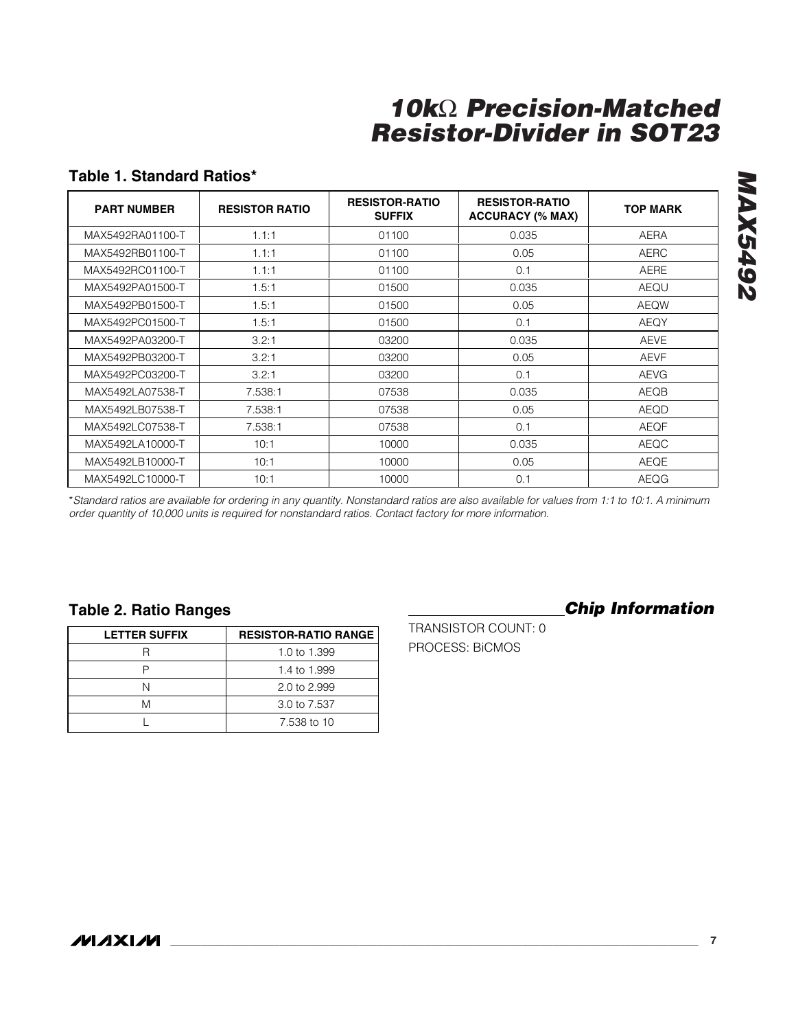## Table 1. Standard Ratios*

| PART NUMBER | RESISTOR RATIO | RESISTOR-RATIO SUFFIX | RESISTOR-RATIO ACCURACY (% MAX) | TOP MARK |
|---|---|---|---|---|
| MAX5492RA01100-T | 1.1:1 | 01100 | 0.035 | AERA |
| MAX5492RB01100-T | 1.1:1 | 01100 | 0.05 | AERC |
| MAX5492RC01100-T | 1.1:1 | 01100 | 0.1 | AERE |
| MAX5492PA01500-T | 1.5:1 | 01500 | 0.035 | AEQU |
| MAX5492PB01500-T | 1.5:1 | 01500 | 0.05 | AEQW |
| MAX5492PC01500-T | 1.5:1 | 01500 | 0.1 | AEQY |
| MAX5492PA03200-T | 3.2:1 | 03200 | 0.035 | AEVE |
| MAX5492PB03200-T | 3.2:1 | 03200 | 0.05 | AEVF |
| MAX5492PC03200-T | 3.2:1 | 03200 | 0.1 | AEVG |
| MAX5492LA07538-T | 7.538:1 | 07538 | 0.035 | AEQB |
| MAX5492LB07538-T | 7.538:1 | 07538 | 0.05 | AEQD |
| MAX5492LC07538-T | 7.538:1 | 07538 | 0.1 | AEQF |
| MAX5492LA10000-T | 10:1 | 10000 | 0.035 | AEQC |
| MAX5492LB10000-T | 10:1 | 10000 | 0.05 | AEQE |
| MAX5492LC10000-T | 10:1 | 10000 | 0.1 | AEQG |

**Standard ratios are available for ordering in any quantity. Nonstandard ratios are also available for values from 1:1 to 10:1. A minimum order quantity of 10,000 units is required for nonstandard ratios. Contact factory for more information.*

## Table 2. Ratio Ranges

| LETTER SUFFIX | RESISTOR-RATIO RANGE |
|---|---|
| R | 1.0 to 1.399 |
| P | 1.4 to 1.999 |
| N | 2.0 to 2.999 |
| M | 3.0 to 7.537 |
| L | 7.538 to 10 |

## Chip Information

TRANSISTOR COUNT: 0

PROCESS: BiCMOS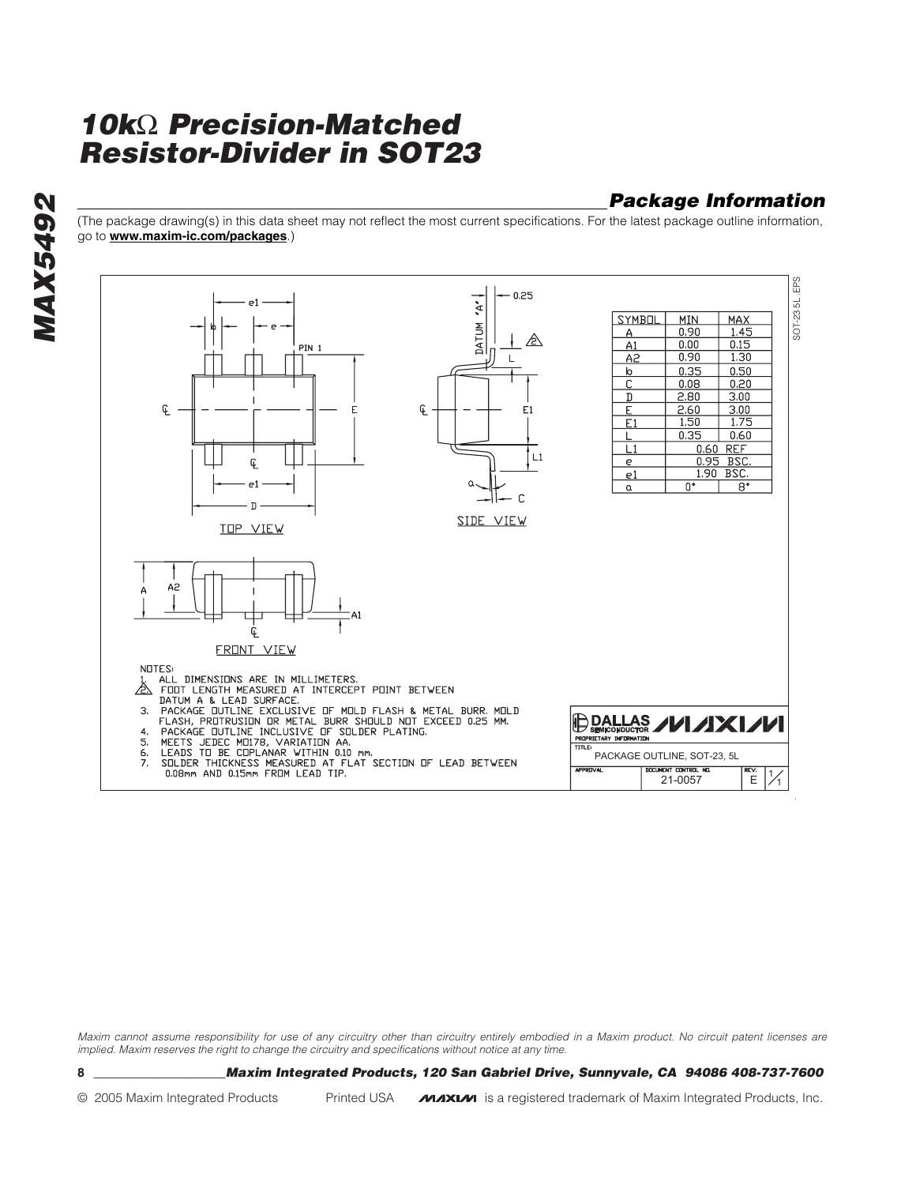## Package Information

(The package drawing(s) in this data sheet may not reflect the most current specifications. For the latest package outline information, go to **www.maxim-ic.com/packages**.)

| SYMBOL | MIN | MAX |
|---|---|---|
| A | 0.90 | 1.45 |
| A1 | 0.00 | 0.15 |
| A2 | 0.90 | 1.30 |
| b | 0.35 | 0.50 |
| C | 0.08 | 0.20 |
| D | 2.80 | 3.00 |
| E | 2.60 | 3.00 |
| E1 | 1.50 | 1.75 |
| L | 0.35 | 0.60 |
| L1 | 0.60 REF | |
| e | 0.95 BSC. | |
| e1 | 1.90 BSC. | |
| α | 0° | 8° |

TOP VIEW

SIDE VIEW

FRONT VIEW

NOTES:
1. ALL DIMENSIONS ARE IN MILLIMETERS.
2. FOOT LENGTH MEASURED AT INTERCEPT POINT BETWEEN DATUM A & LEAD SURFACE.
3. PACKAGE OUTLINE EXCLUSIVE OF MOLD FLASH & METAL BURR. MOLD FLASH, PROTRUSION OR METAL BURR SHOULD NOT EXCEED 0.25 MM.
4. PACKAGE OUTLINE INCLUSIVE OF SOLDER PLATING.
5. MEETS JEDEC MO178, VARIATION AA.
6. LEADS TO BE COPLANAR WITHIN 0.10 mm.
7. SOLDER THICKNESS MEASURED AT FLAT SECTION OF LEAD BETWEEN 0.08mm AND 0.15mm FROM LEAD TIP.

DALLAS SEMICONDUCTOR MAXIM

PROPRIETARY INFORMATION

TITLE: PACKAGE OUTLINE, SOT-23, 5L

APPROVAL | DOCUMENT CONTROL NO. 21-0057 | REV. E | 1/1

*Maxim cannot assume responsibility for use of any circuitry other than circuitry entirely embodied in a Maxim product. No circuit patent licenses are implied. Maxim reserves the right to change the circuitry and specifications without notice at any time.*

***Maxim Integrated Products, 120 San Gabriel Drive, Sunnyvale, CA 94086 408-737-7600***

© 2005 Maxim Integrated Products Printed USA MAXIM is a registered trademark of Maxim Integrated Products, Inc.